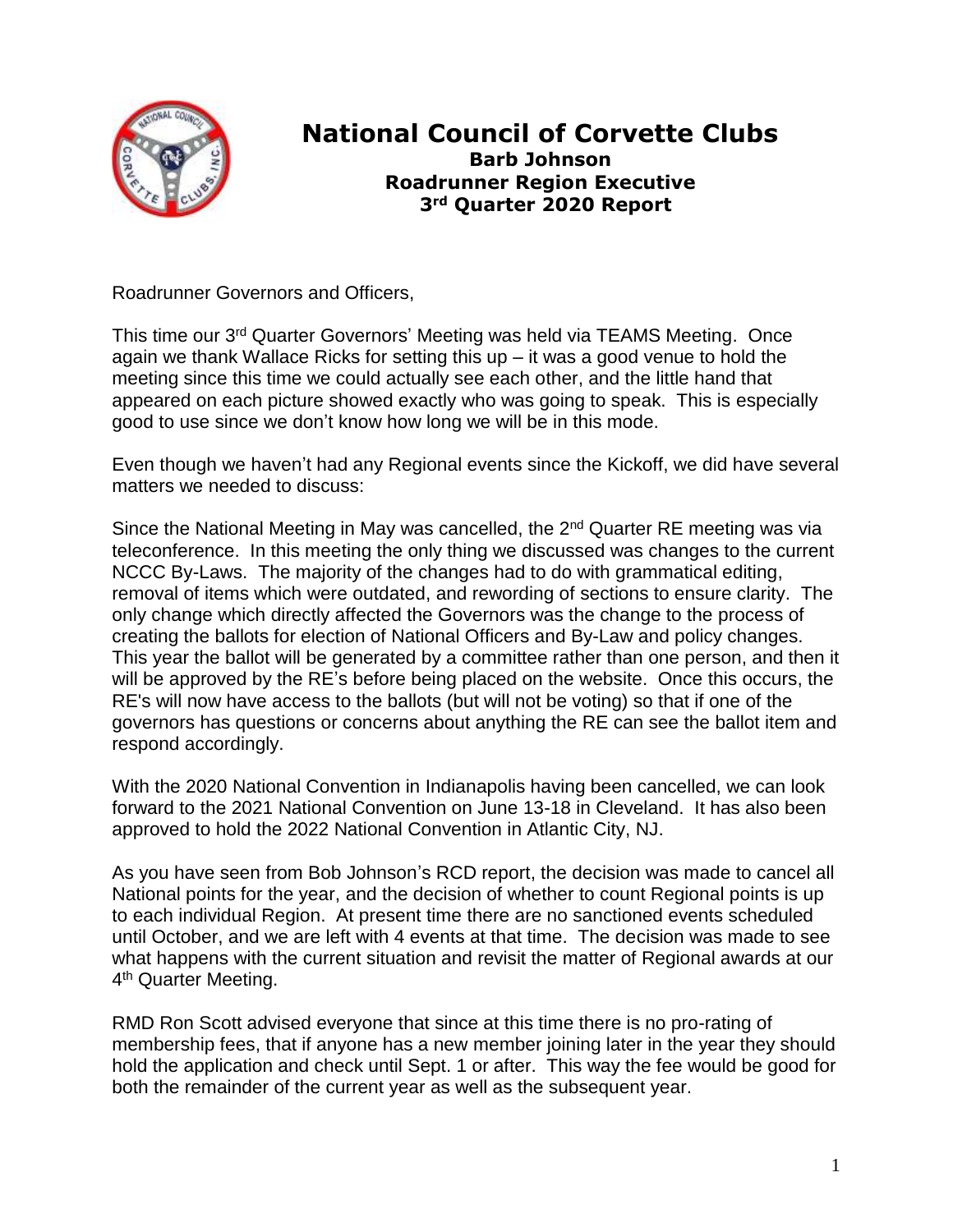# National Council of Corvette Clubs

**Barb Johnson**
**Roadrunner Region Executive**
**3rd Quarter 2020 Report**

Roadrunner Governors and Officers,

This time our 3rd Quarter Governors' Meeting was held via TEAMS Meeting. Once again we thank Wallace Ricks for setting this up – it was a good venue to hold the meeting since this time we could actually see each other, and the little hand that appeared on each picture showed exactly who was going to speak. This is especially good to use since we don't know how long we will be in this mode.

Even though we haven't had any Regional events since the Kickoff, we did have several matters we needed to discuss:

Since the National Meeting in May was cancelled, the 2nd Quarter RE meeting was via teleconference. In this meeting the only thing we discussed was changes to the current NCCC By-Laws. The majority of the changes had to do with grammatical editing, removal of items which were outdated, and rewording of sections to ensure clarity. The only change which directly affected the Governors was the change to the process of creating the ballots for election of National Officers and By-Law and policy changes. This year the ballot will be generated by a committee rather than one person, and then it will be approved by the RE's before being placed on the website. Once this occurs, the RE's will now have access to the ballots (but will not be voting) so that if one of the governors has questions or concerns about anything the RE can see the ballot item and respond accordingly.

With the 2020 National Convention in Indianapolis having been cancelled, we can look forward to the 2021 National Convention on June 13-18 in Cleveland. It has also been approved to hold the 2022 National Convention in Atlantic City, NJ.

As you have seen from Bob Johnson's RCD report, the decision was made to cancel all National points for the year, and the decision of whether to count Regional points is up to each individual Region. At present time there are no sanctioned events scheduled until October, and we are left with 4 events at that time. The decision was made to see what happens with the current situation and revisit the matter of Regional awards at our 4th Quarter Meeting.

RMD Ron Scott advised everyone that since at this time there is no pro-rating of membership fees, that if anyone has a new member joining later in the year they should hold the application and check until Sept. 1 or after. This way the fee would be good for both the remainder of the current year as well as the subsequent year.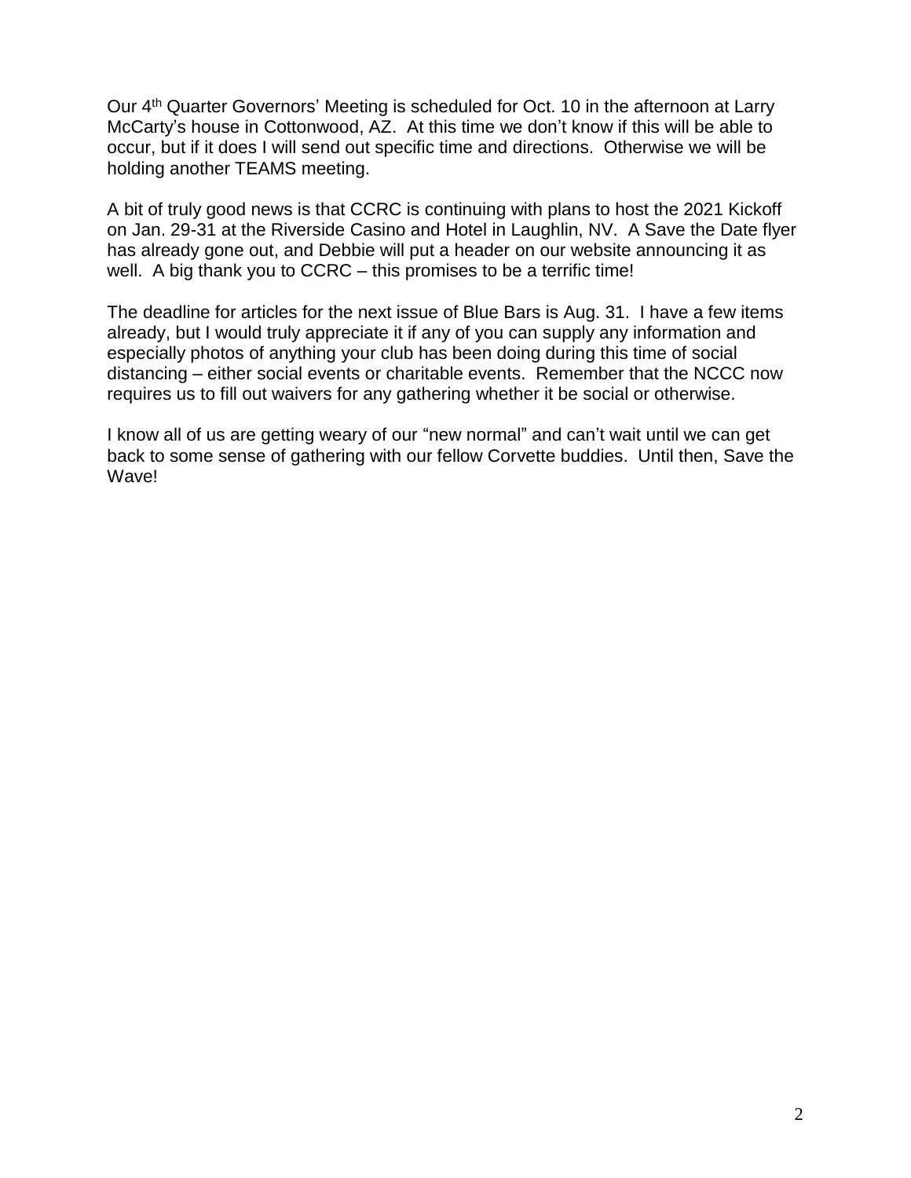Our 4th Quarter Governors' Meeting is scheduled for Oct. 10 in the afternoon at Larry McCarty's house in Cottonwood, AZ. At this time we don't know if this will be able to occur, but if it does I will send out specific time and directions. Otherwise we will be holding another TEAMS meeting.

A bit of truly good news is that CCRC is continuing with plans to host the 2021 Kickoff on Jan. 29-31 at the Riverside Casino and Hotel in Laughlin, NV. A Save the Date flyer has already gone out, and Debbie will put a header on our website announcing it as well. A big thank you to CCRC – this promises to be a terrific time!

The deadline for articles for the next issue of Blue Bars is Aug. 31. I have a few items already, but I would truly appreciate it if any of you can supply any information and especially photos of anything your club has been doing during this time of social distancing – either social events or charitable events. Remember that the NCCC now requires us to fill out waivers for any gathering whether it be social or otherwise.

I know all of us are getting weary of our "new normal" and can't wait until we can get back to some sense of gathering with our fellow Corvette buddies. Until then, Save the Wave!